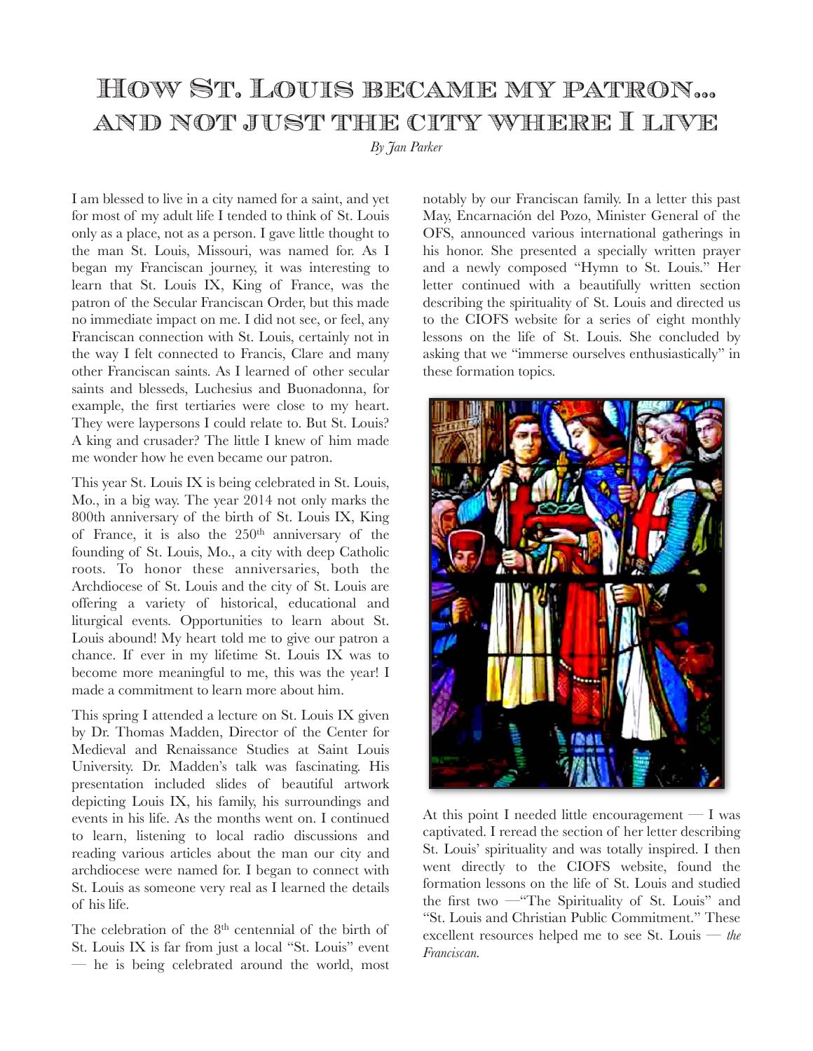# How St. Louis became my patron… and not just the city where I live

*By Jan Parker*

I am blessed to live in a city named for a saint, and yet for most of my adult life I tended to think of St. Louis only as a place, not as a person. I gave little thought to the man St. Louis, Missouri, was named for. As I began my Franciscan journey, it was interesting to learn that St. Louis IX, King of France, was the patron of the Secular Franciscan Order, but this made no immediate impact on me. I did not see, or feel, any Franciscan connection with St. Louis, certainly not in the way I felt connected to Francis, Clare and many other Franciscan saints. As I learned of other secular saints and blesseds, Luchesius and Buonadonna, for example, the first tertiaries were close to my heart. They were laypersons I could relate to. But St. Louis? A king and crusader? The little I knew of him made me wonder how he even became our patron.

This year St. Louis IX is being celebrated in St. Louis, Mo., in a big way. The year 2014 not only marks the 800th anniversary of the birth of St. Louis IX, King of France, it is also the 250th anniversary of the founding of St. Louis, Mo., a city with deep Catholic roots. To honor these anniversaries, both the Archdiocese of St. Louis and the city of St. Louis are offering a variety of historical, educational and liturgical events. Opportunities to learn about St. Louis abound! My heart told me to give our patron a chance. If ever in my lifetime St. Louis IX was to become more meaningful to me, this was the year! I made a commitment to learn more about him.

This spring I attended a lecture on St. Louis IX given by Dr. Thomas Madden, Director of the Center for Medieval and Renaissance Studies at Saint Louis University. Dr. Madden's talk was fascinating. His presentation included slides of beautiful artwork depicting Louis IX, his family, his surroundings and events in his life. As the months went on. I continued to learn, listening to local radio discussions and reading various articles about the man our city and archdiocese were named for. I began to connect with St. Louis as someone very real as I learned the details of his life.

The celebration of the 8th centennial of the birth of St. Louis IX is far from just a local "St. Louis" event — he is being celebrated around the world, most notably by our Franciscan family. In a letter this past May, Encarnación del Pozo, Minister General of the OFS, announced various international gatherings in his honor. She presented a specially written prayer and a newly composed "Hymn to St. Louis." Her letter continued with a beautifully written section describing the spirituality of St. Louis and directed us to the CIOFS website for a series of eight monthly lessons on the life of St. Louis. She concluded by asking that we "immerse ourselves enthusiastically" in these formation topics.

At this point I needed little encouragement — I was captivated. I reread the section of her letter describing St. Louis' spirituality and was totally inspired. I then went directly to the CIOFS website, found the formation lessons on the life of St. Louis and studied the first two —"The Spirituality of St. Louis" and "St. Louis and Christian Public Commitment." These excellent resources helped me to see St. Louis — *the Franciscan.*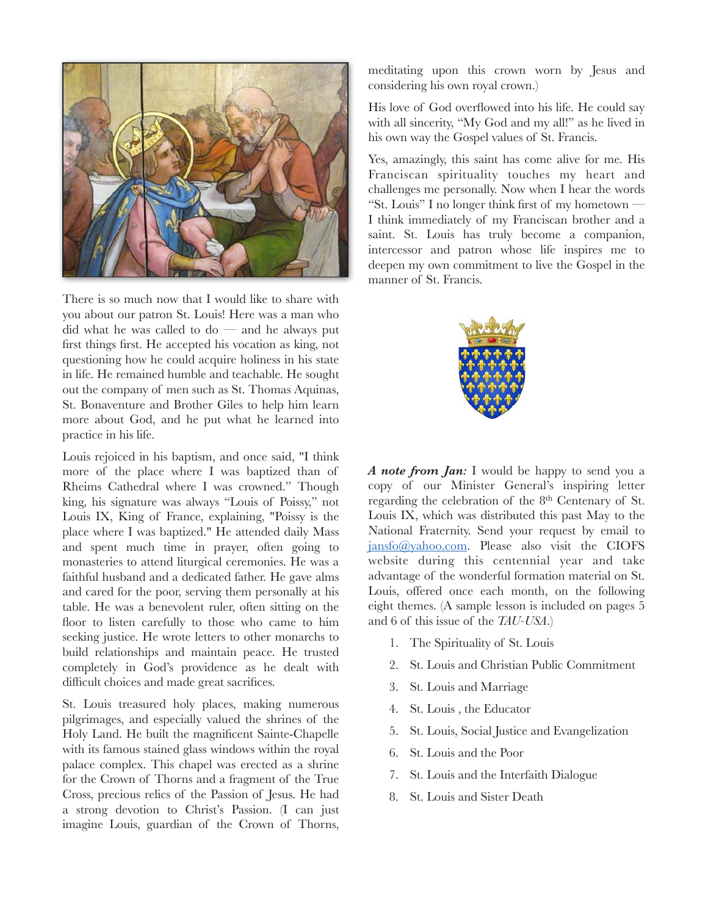There is so much now that I would like to share with you about our patron St. Louis! Here was a man who did what he was called to do — and he always put first things first. He accepted his vocation as king, not questioning how he could acquire holiness in his state in life. He remained humble and teachable. He sought out the company of men such as St. Thomas Aquinas, St. Bonaventure and Brother Giles to help him learn more about God, and he put what he learned into practice in his life.

Louis rejoiced in his baptism, and once said, "I think more of the place where I was baptized than of Rheims Cathedral where I was crowned." Though king, his signature was always "Louis of Poissy," not Louis IX, King of France, explaining, "Poissy is the place where I was baptized." He attended daily Mass and spent much time in prayer, often going to monasteries to attend liturgical ceremonies. He was a faithful husband and a dedicated father. He gave alms and cared for the poor, serving them personally at his table. He was a benevolent ruler, often sitting on the floor to listen carefully to those who came to him seeking justice. He wrote letters to other monarchs to build relationships and maintain peace. He trusted completely in God's providence as he dealt with difficult choices and made great sacrifices.

St. Louis treasured holy places, making numerous pilgrimages, and especially valued the shrines of the Holy Land. He built the magnificent Sainte-Chapelle with its famous stained glass windows within the royal palace complex. This chapel was erected as a shrine for the Crown of Thorns and a fragment of the True Cross, precious relics of the Passion of Jesus. He had a strong devotion to Christ's Passion. (I can just imagine Louis, guardian of the Crown of Thorns, meditating upon this crown worn by Jesus and considering his own royal crown.)

His love of God overflowed into his life. He could say with all sincerity, "My God and my all!" as he lived in his own way the Gospel values of St. Francis.

Yes, amazingly, this saint has come alive for me. His Franciscan spirituality touches my heart and challenges me personally. Now when I hear the words "St. Louis" I no longer think first of my hometown — I think immediately of my Franciscan brother and a saint. St. Louis has truly become a companion, intercessor and patron whose life inspires me to deepen my own commitment to live the Gospel in the manner of St. Francis.

***A note from Jan:*** I would be happy to send you a copy of our Minister General's inspiring letter regarding the celebration of the 8th Centenary of St. Louis IX, which was distributed this past May to the National Fraternity. Send your request by email to jansfo@yahoo.com. Please also visit the CIOFS website during this centennial year and take advantage of the wonderful formation material on St. Louis, offered once each month, on the following eight themes. (A sample lesson is included on pages 5 and 6 of this issue of the *TAU-USA*.)

1. The Spirituality of St. Louis
2. St. Louis and Christian Public Commitment
3. St. Louis and Marriage
4. St. Louis , the Educator
5. St. Louis, Social Justice and Evangelization
6. St. Louis and the Poor
7. St. Louis and the Interfaith Dialogue
8. St. Louis and Sister Death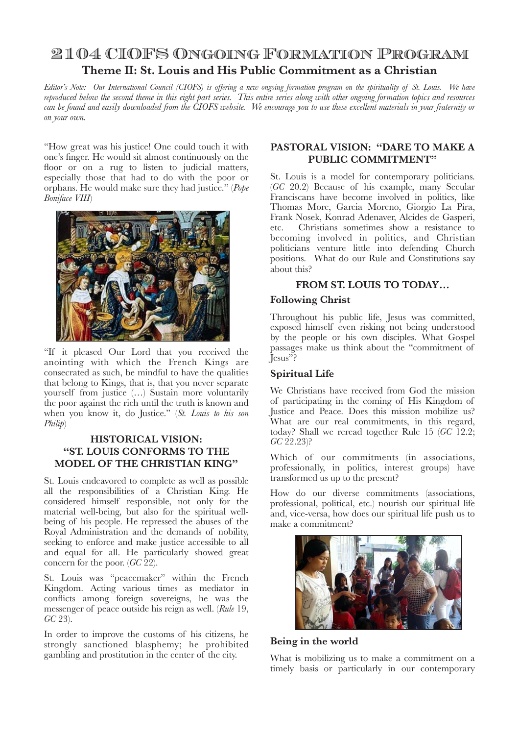# 2104 CIOFS Ongoing Formation Program

## Theme II: St. Louis and His Public Commitment as a Christian

*Editor's Note: Our International Council (CIOFS) is offering a new ongoing formation program on the spirituality of St. Louis. We have reproduced below the second theme in this eight part series. This entire series along with other ongoing formation topics and resources can be found and easily downloaded from the CIOFS website. We encourage you to use these excellent materials in your fraternity or on your own.*

"How great was his justice! One could touch it with one's finger. He would sit almost continuously on the floor or on a rug to listen to judicial matters, especially those that had to do with the poor or orphans. He would make sure they had justice." (*Pope Boniface VIII*)

"If it pleased Our Lord that you received the anointing with which the French Kings are consecrated as such, be mindful to have the qualities that belong to Kings, that is, that you never separate yourself from justice (…) Sustain more voluntarily the poor against the rich until the truth is known and when you know it, do Justice." (*St. Louis to his son Philip*)

### HISTORICAL VISION: "ST. LOUIS CONFORMS TO THE MODEL OF THE CHRISTIAN KING"

St. Louis endeavored to complete as well as possible all the responsibilities of a Christian King. He considered himself responsible, not only for the material well-being, but also for the spiritual well-being of his people. He repressed the abuses of the Royal Administration and the demands of nobility, seeking to enforce and make justice accessible to all and equal for all. He particularly showed great concern for the poor. (*GC* 22).

St. Louis was "peacemaker" within the French Kingdom. Acting various times as mediator in conflicts among foreign sovereigns, he was the messenger of peace outside his reign as well. (*Rule* 19, *GC* 23).

In order to improve the customs of his citizens, he strongly sanctioned blasphemy; he prohibited gambling and prostitution in the center of the city.

### PASTORAL VISION: "DARE TO MAKE A PUBLIC COMMITMENT"

St. Louis is a model for contemporary politicians. (*GC* 20.2) Because of his example, many Secular Franciscans have become involved in politics, like Thomas More, Garcia Moreno, Giorgio La Pira, Frank Nosek, Konrad Adenaver, Alcides de Gasperi, etc. Christians sometimes show a resistance to becoming involved in politics, and Christian politicians venture little into defending Church positions. What do our Rule and Constitutions say about this?

### FROM ST. LOUIS TO TODAY…

#### Following Christ

Throughout his public life, Jesus was committed, exposed himself even risking not being understood by the people or his own disciples. What Gospel passages make us think about the "commitment of Jesus"?

#### Spiritual Life

We Christians have received from God the mission of participating in the coming of His Kingdom of Justice and Peace. Does this mission mobilize us? What are our real commitments, in this regard, today? Shall we reread together Rule 15 (*GC* 12.2; *GC* 22.23)?

Which of our commitments (in associations, professionally, in politics, interest groups) have transformed us up to the present?

How do our diverse commitments (associations, professional, political, etc.) nourish our spiritual life and, vice-versa, how does our spiritual life push us to make a commitment?

#### Being in the world

What is mobilizing us to make a commitment on a timely basis or particularly in our contemporary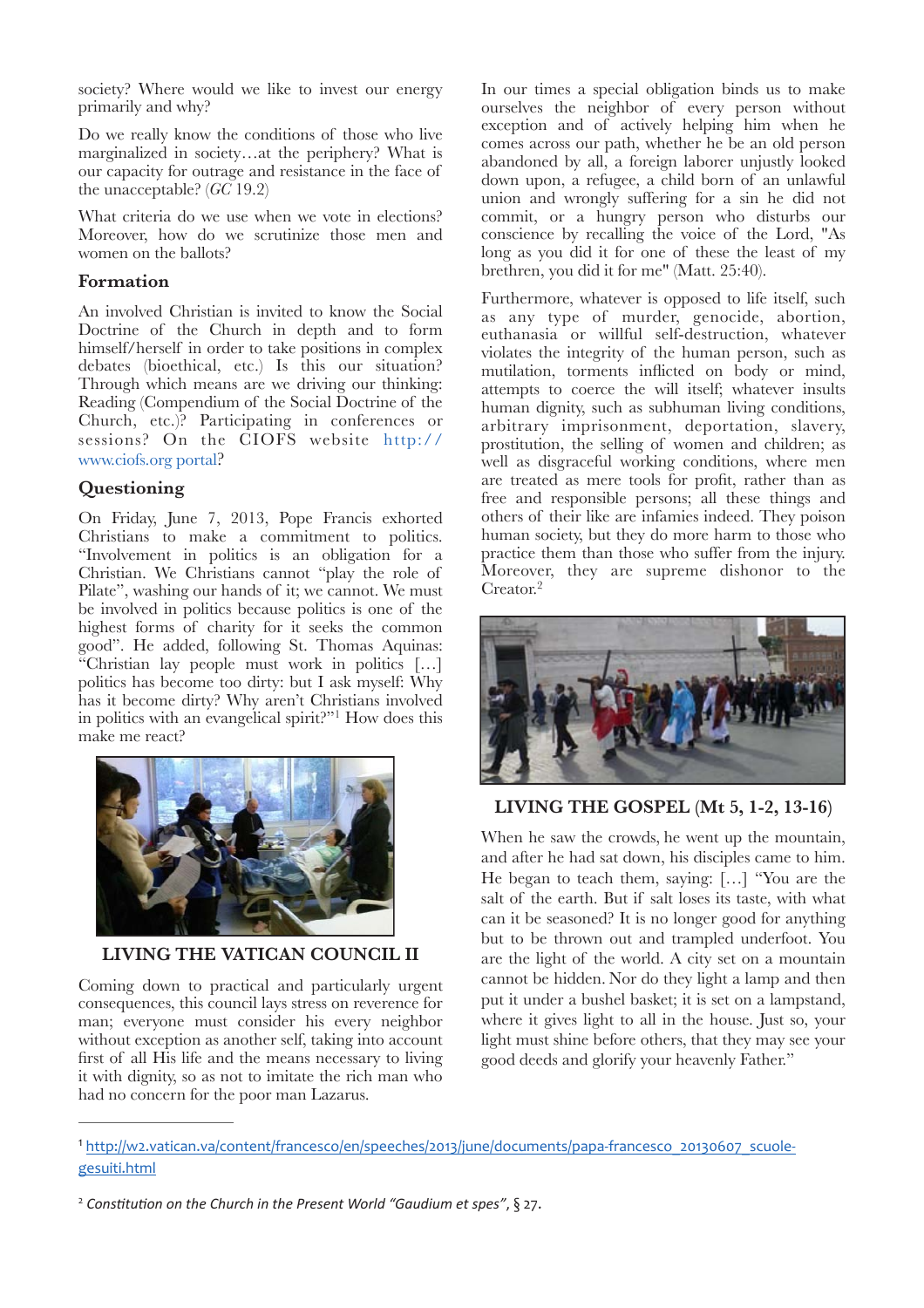society? Where would we like to invest our energy primarily and why?

Do we really know the conditions of those who live marginalized in society…at the periphery? What is our capacity for outrage and resistance in the face of the unacceptable? (*GC* 19.2)

What criteria do we use when we vote in elections? Moreover, how do we scrutinize those men and women on the ballots?

### Formation

An involved Christian is invited to know the Social Doctrine of the Church in depth and to form himself/herself in order to take positions in complex debates (bioethical, etc.) Is this our situation? Through which means are we driving our thinking: Reading (Compendium of the Social Doctrine of the Church, etc.)? Participating in conferences or sessions? On the CIOFS website http://www.ciofs.org portal?

### Questioning

On Friday, June 7, 2013, Pope Francis exhorted Christians to make a commitment to politics. "Involvement in politics is an obligation for a Christian. We Christians cannot "play the role of Pilate", washing our hands of it; we cannot. We must be involved in politics because politics is one of the highest forms of charity for it seeks the common good". He added, following St. Thomas Aquinas: "Christian lay people must work in politics […] politics has become too dirty: but I ask myself: Why has it become dirty? Why aren't Christians involved in politics with an evangelical spirit?"[1] How does this make me react?

## LIVING THE VATICAN COUNCIL II

Coming down to practical and particularly urgent consequences, this council lays stress on reverence for man; everyone must consider his every neighbor without exception as another self, taking into account first of all His life and the means necessary to living it with dignity, so as not to imitate the rich man who had no concern for the poor man Lazarus.

In our times a special obligation binds us to make ourselves the neighbor of every person without exception and of actively helping him when he comes across our path, whether he be an old person abandoned by all, a foreign laborer unjustly looked down upon, a refugee, a child born of an unlawful union and wrongly suffering for a sin he did not commit, or a hungry person who disturbs our conscience by recalling the voice of the Lord, "As long as you did it for one of these the least of my brethren, you did it for me" (Matt. 25:40).

Furthermore, whatever is opposed to life itself, such as any type of murder, genocide, abortion, euthanasia or willful self-destruction, whatever violates the integrity of the human person, such as mutilation, torments inflicted on body or mind, attempts to coerce the will itself; whatever insults human dignity, such as subhuman living conditions, arbitrary imprisonment, deportation, slavery, prostitution, the selling of women and children; as well as disgraceful working conditions, where men are treated as mere tools for profit, rather than as free and responsible persons; all these things and others of their like are infamies indeed. They poison human society, but they do more harm to those who practice them than those who suffer from the injury. Moreover, they are supreme dishonor to the Creator.[2]

## LIVING THE GOSPEL (Mt 5, 1-2, 13-16)

When he saw the crowds, he went up the mountain, and after he had sat down, his disciples came to him. He began to teach them, saying: […] "You are the salt of the earth. But if salt loses its taste, with what can it be seasoned? It is no longer good for anything but to be thrown out and trampled underfoot. You are the light of the world. A city set on a mountain cannot be hidden. Nor do they light a lamp and then put it under a bushel basket; it is set on a lampstand, where it gives light to all in the house. Just so, your light must shine before others, that they may see your good deeds and glorify your heavenly Father."

---

[1] http://w2.vatican.va/content/francesco/en/speeches/2013/june/documents/papa-francesco_20130607_scuole-gesuiti.html

[2] *Constitution on the Church in the Present World "Gaudium et spes"*, § 27.